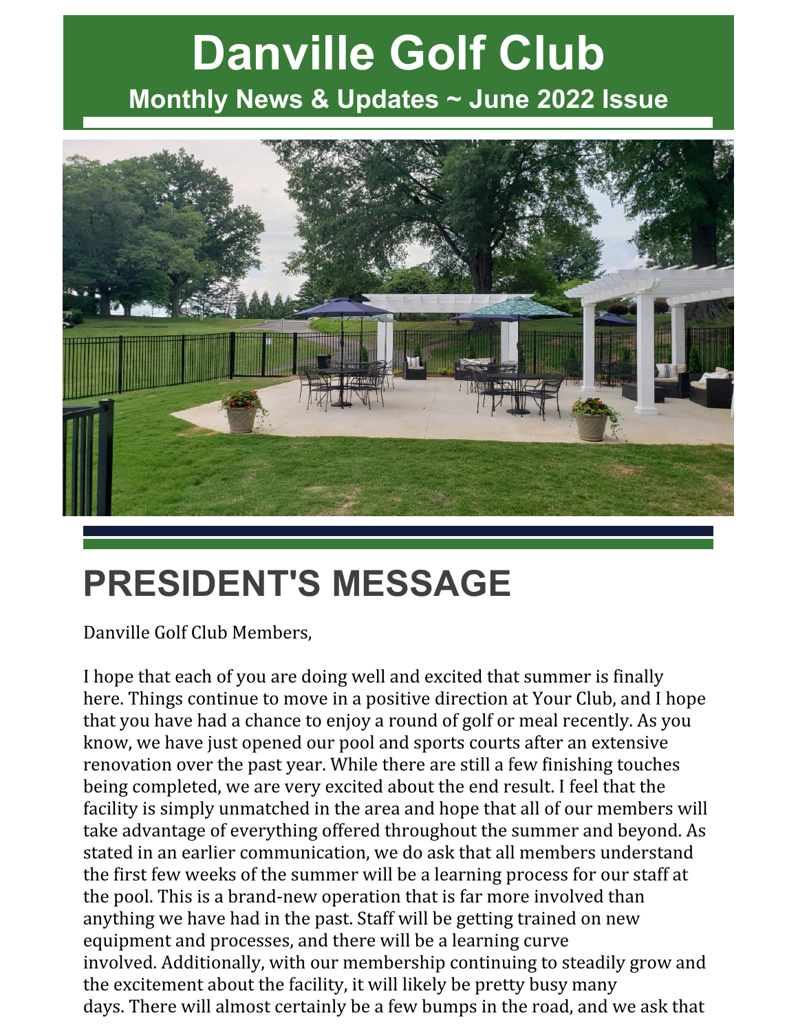# Danville Golf Club

## Monthly News & Updates ~ June 2022 Issue

# PRESIDENT'S MESSAGE

Danville Golf Club Members,

I hope that each of you are doing well and excited that summer is finally here. Things continue to move in a positive direction at Your Club, and I hope that you have had a chance to enjoy a round of golf or meal recently. As you know, we have just opened our pool and sports courts after an extensive renovation over the past year. While there are still a few finishing touches being completed, we are very excited about the end result. I feel that the facility is simply unmatched in the area and hope that all of our members will take advantage of everything offered throughout the summer and beyond. As stated in an earlier communication, we do ask that all members understand the first few weeks of the summer will be a learning process for our staff at the pool. This is a brand-new operation that is far more involved than anything we have had in the past. Staff will be getting trained on new equipment and processes, and there will be a learning curve involved. Additionally, with our membership continuing to steadily grow and the excitement about the facility, it will likely be pretty busy many days. There will almost certainly be a few bumps in the road, and we ask that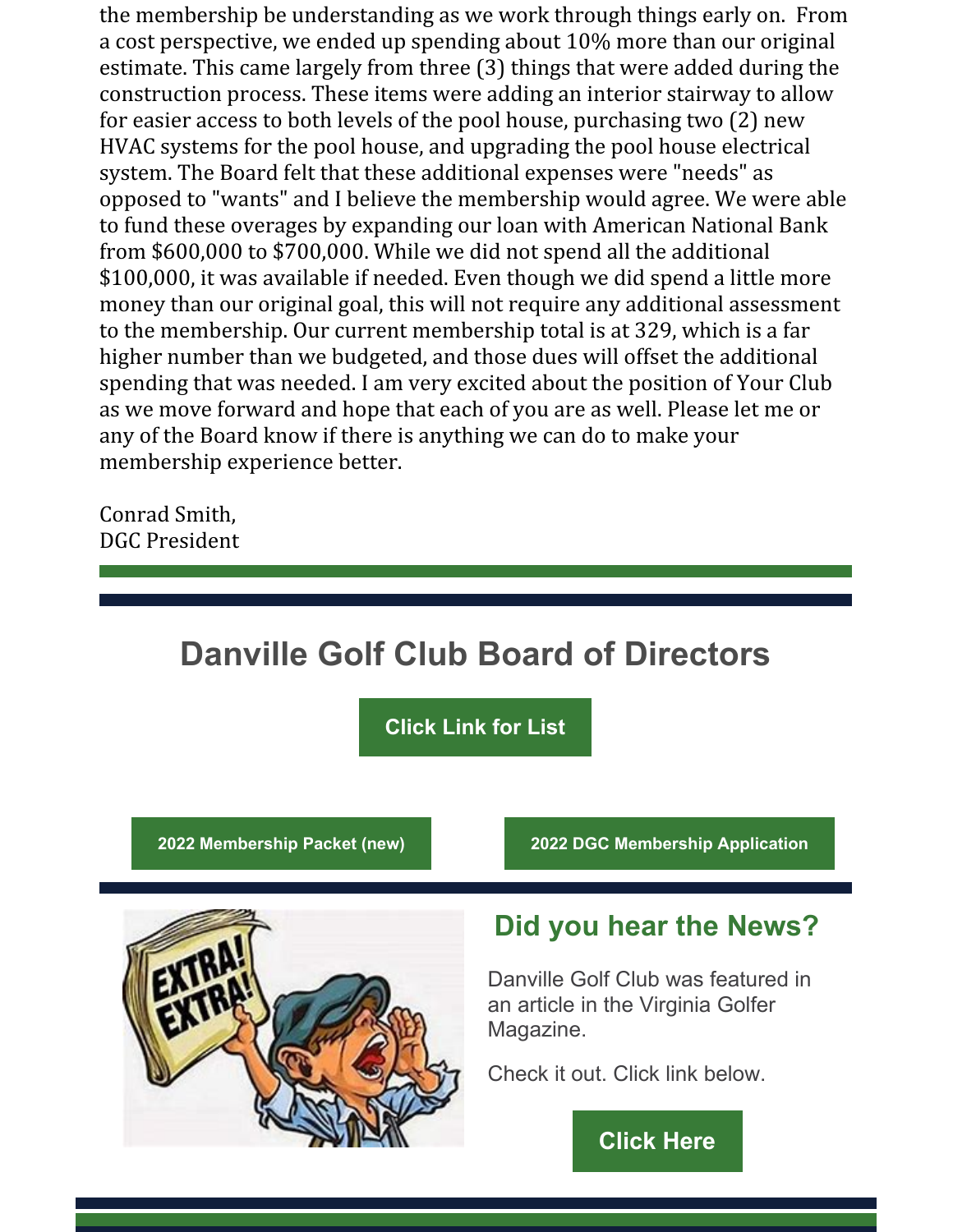the membership be understanding as we work through things early on. From a cost perspective, we ended up spending about 10% more than our original estimate. This came largely from three (3) things that were added during the construction process. These items were adding an interior stairway to allow for easier access to both levels of the pool house, purchasing two (2) new HVAC systems for the pool house, and upgrading the pool house electrical system. The Board felt that these additional expenses were "needs" as opposed to "wants" and I believe the membership would agree. We were able to fund these overages by expanding our loan with American National Bank from $600,000 to $700,000. While we did not spend all the additional $100,000, it was available if needed. Even though we did spend a little more money than our original goal, this will not require any additional assessment to the membership. Our current membership total is at 329, which is a far higher number than we budgeted, and those dues will offset the additional spending that was needed. I am very excited about the position of Your Club as we move forward and hope that each of you are as well. Please let me or any of the Board know if there is anything we can do to make your membership experience better.

Conrad Smith,
DGC President

## Danville Golf Club Board of Directors

**Click Link for List**

**2022 Membership Packet (new)**

**2022 DGC Membership Application**

## Did you hear the News?

Danville Golf Club was featured in an article in the Virginia Golfer Magazine.

Check it out. Click link below.

**Click Here**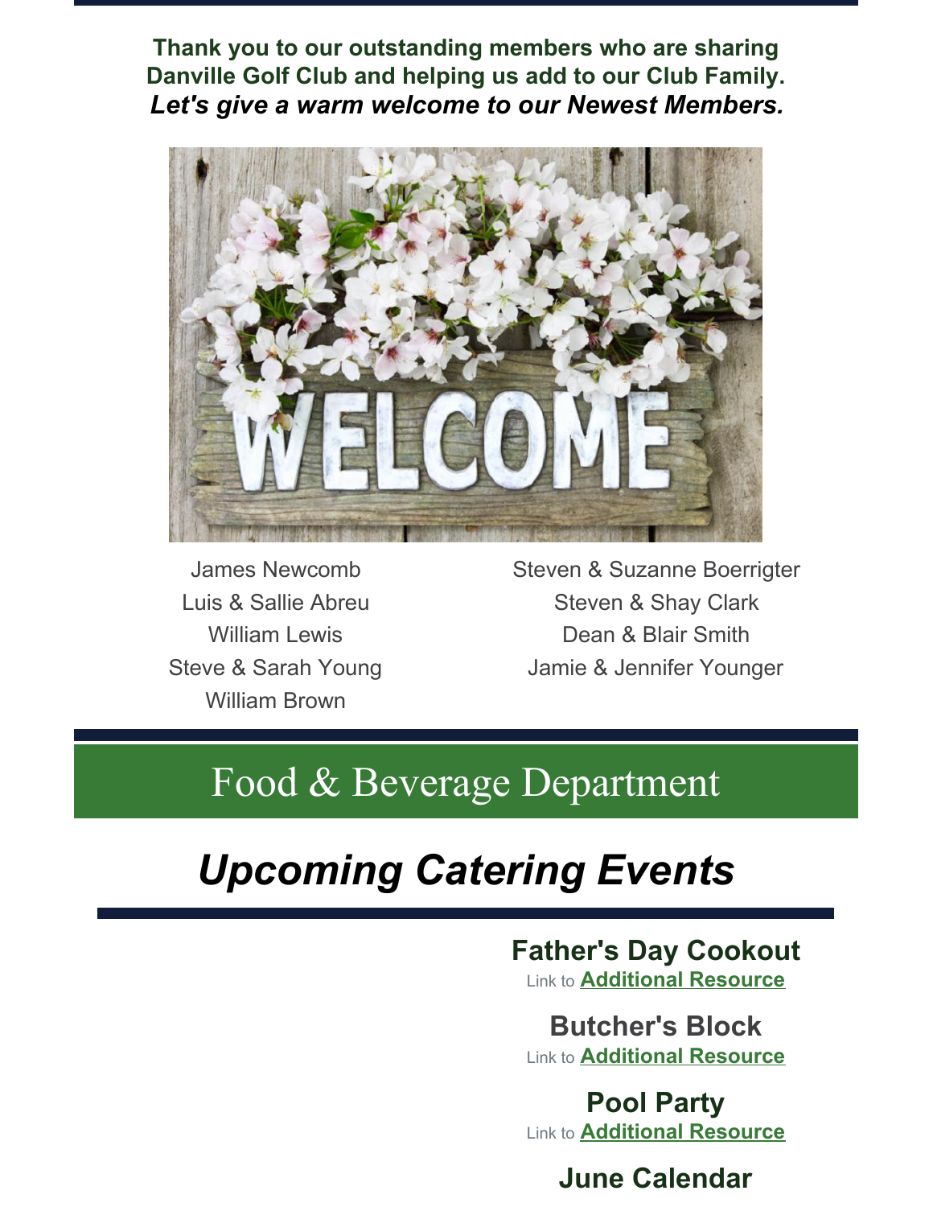**Thank you to our outstanding members who are sharing Danville Golf Club and helping us add to our Club Family.**
***Let's give a warm welcome to our Newest Members.***

James Newcomb
Luis & Sallie Abreu
William Lewis
Steve & Sarah Young
William Brown
Steven & Suzanne Boerrigter
Steven & Shay Clark
Dean & Blair Smith
Jamie & Jennifer Younger

# Food & Beverage Department

## *Upcoming Catering Events*

### Father's Day Cookout

Link to **Additional Resource**

### Butcher's Block

Link to **Additional Resource**

### Pool Party

Link to **Additional Resource**

### June Calendar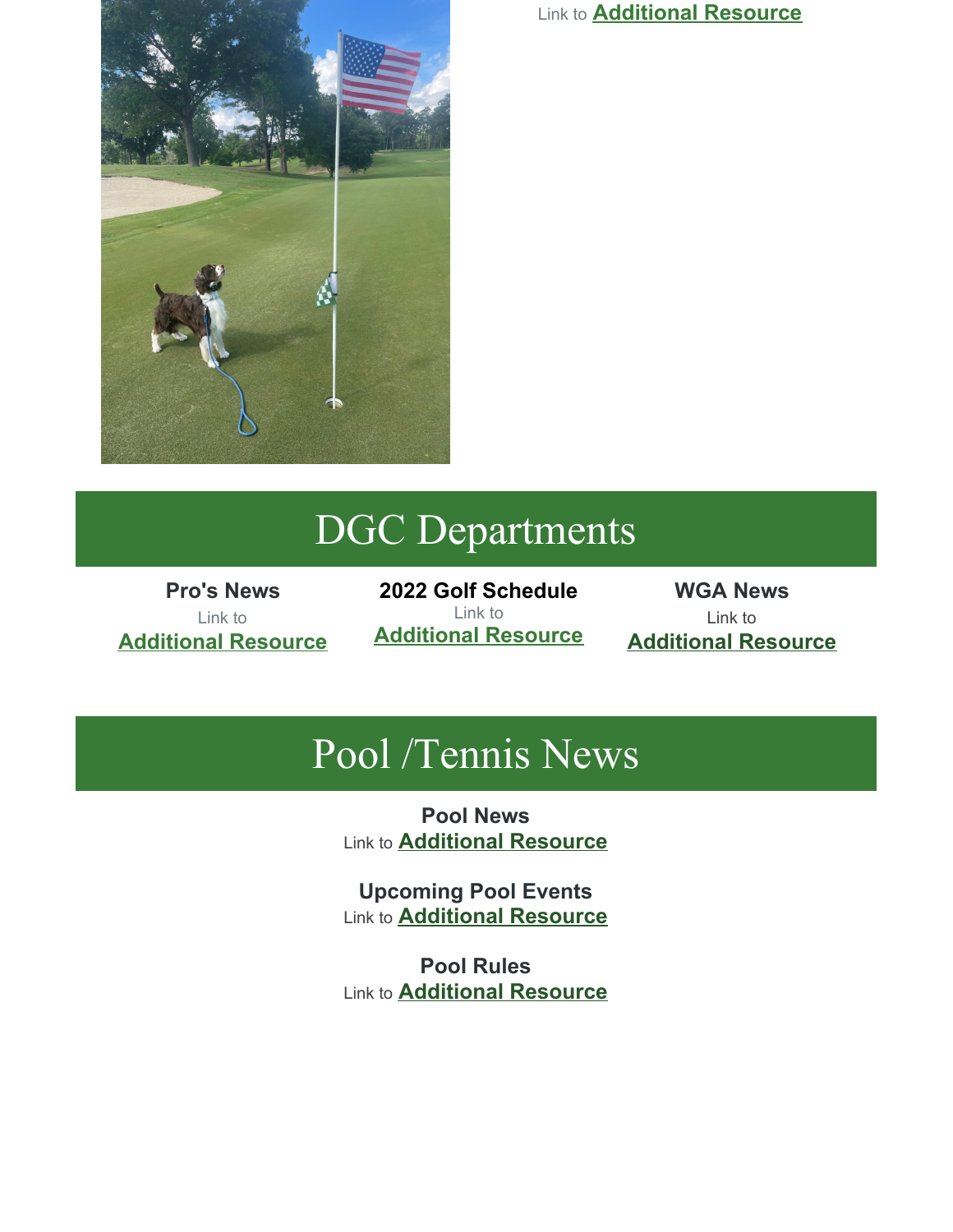Link to **Additional Resource**

# DGC Departments

**Pro's News**
Link to
**Additional Resource**

**2022 Golf Schedule**
Link to
**Additional Resource**

**WGA News**
Link to
**Additional Resource**

# Pool /Tennis News

**Pool News**
Link to **Additional Resource**

**Upcoming Pool Events**
Link to **Additional Resource**

**Pool Rules**
Link to **Additional Resource**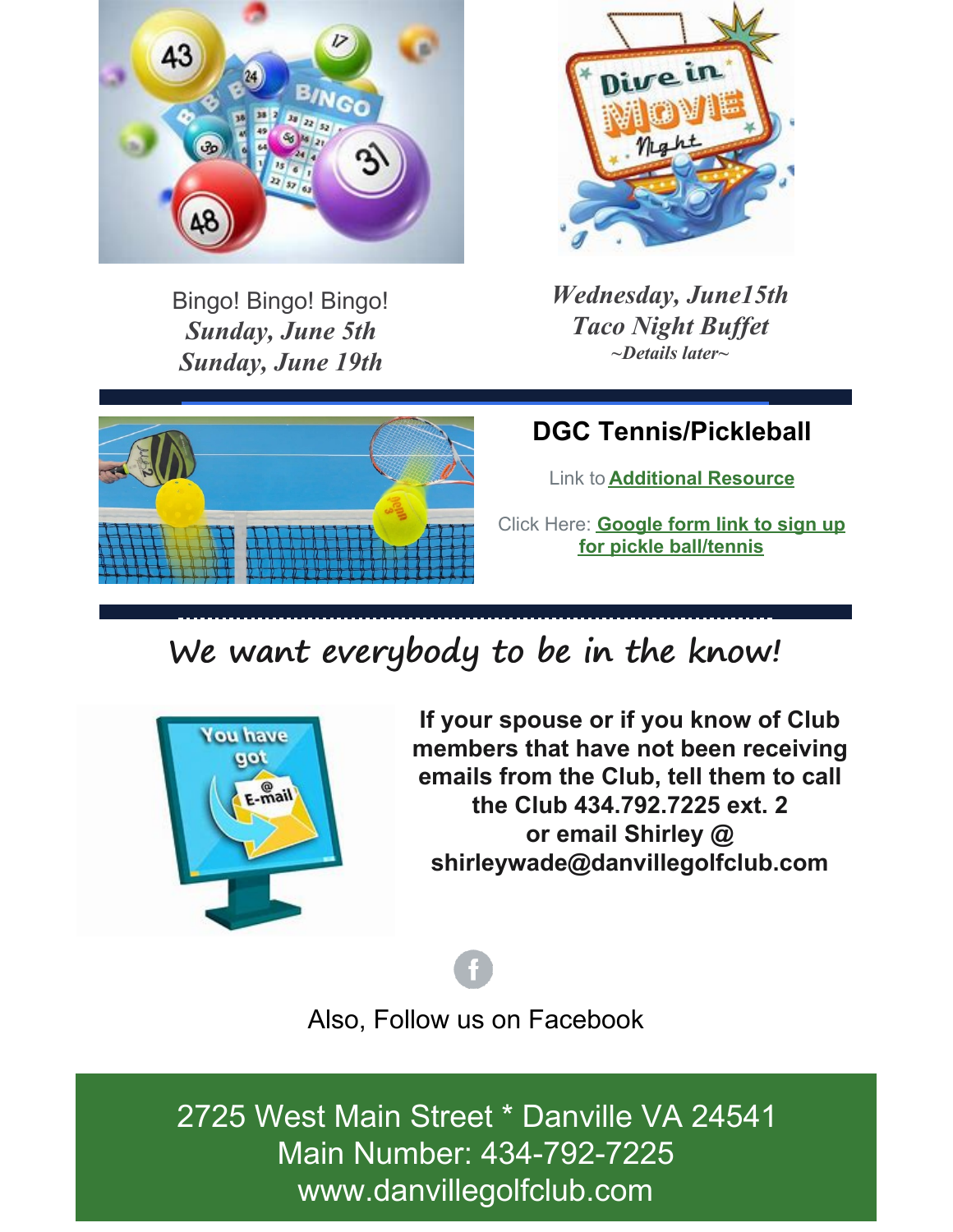Bingo! Bingo! Bingo!
***Sunday, June 5th***
***Sunday, June 19th***

***Wednesday, June15th***
***Taco Night Buffet***
***~Details later~***

## DGC Tennis/Pickleball

Link to **Additional Resource**

Click Here: **Google form link to sign up for pickle ball/tennis**

## We want everybody to be in the know!

**If your spouse or if you know of Club members that have not been receiving emails from the Club, tell them to call the Club 434.792.7225 ext. 2 or email Shirley @ shirleywade@danvillegolfclub.com**

Also, Follow us on Facebook

2725 West Main Street * Danville VA 24541
Main Number: 434-792-7225
www.danvillegolfclub.com